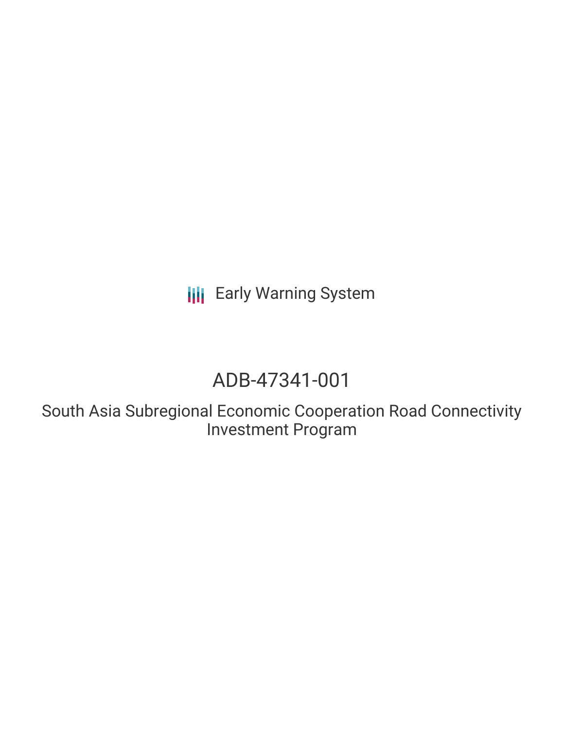Early Warning System

# ADB-47341-001

## South Asia Subregional Economic Cooperation Road Connectivity Investment Program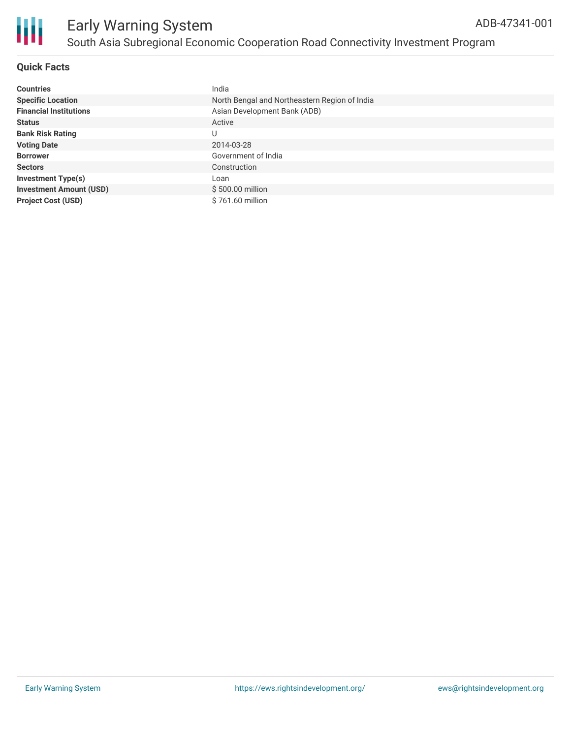# Early Warning System

## South Asia Subregional Economic Cooperation Road Connectivity Investment Program

ADB-47341-001

### Quick Facts

| | |
|---|---|
| **Countries** | India |
| **Specific Location** | North Bengal and Northeastern Region of India |
| **Financial Institutions** | Asian Development Bank (ADB) |
| **Status** | Active |
| **Bank Risk Rating** | U |
| **Voting Date** | 2014-03-28 |
| **Borrower** | Government of India |
| **Sectors** | Construction |
| **Investment Type(s)** | Loan |
| **Investment Amount (USD)** | $ 500.00 million |
| **Project Cost (USD)** | $ 761.60 million |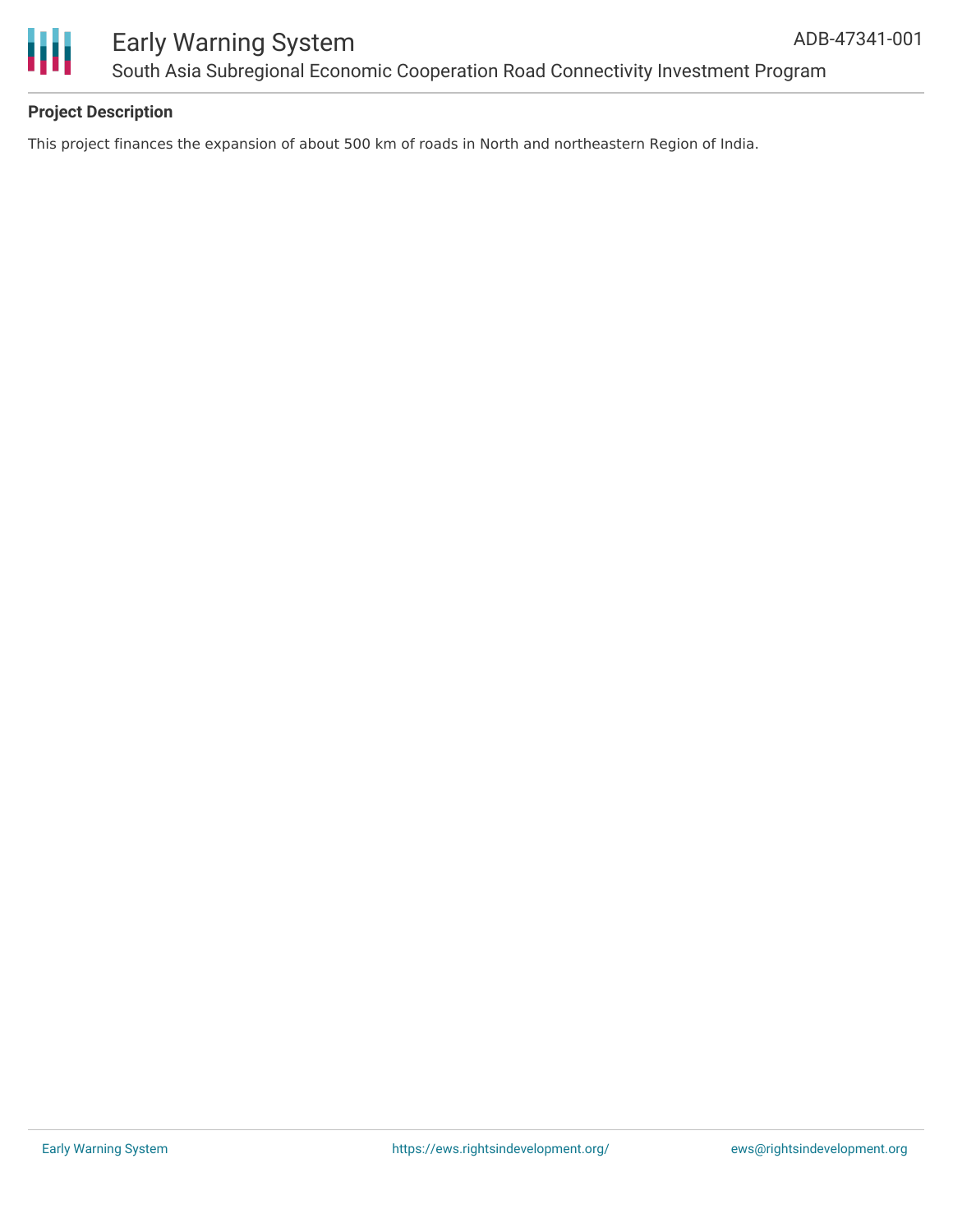**Project Description**

This project finances the expansion of about 500 km of roads in North and northeastern Region of India.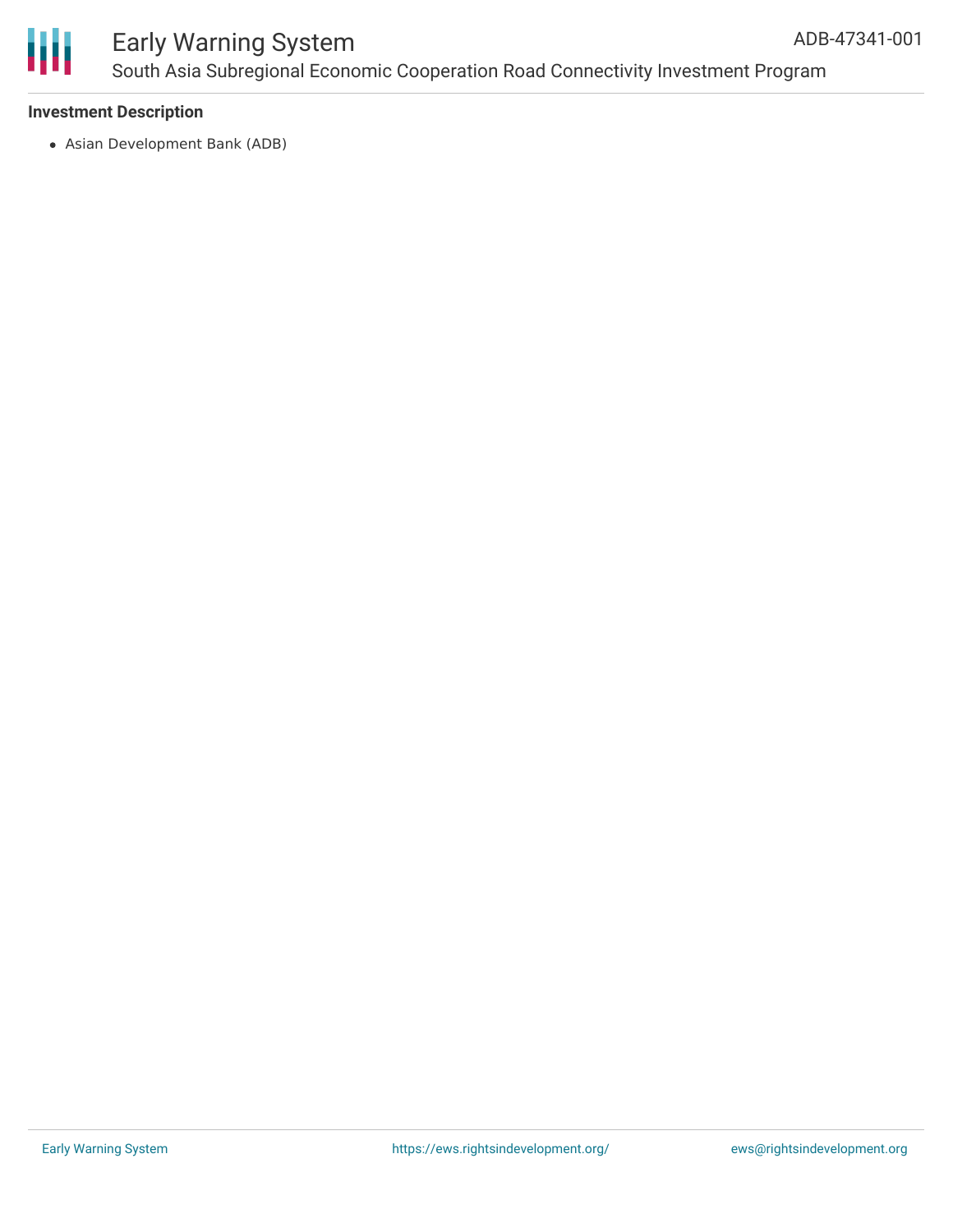### Investment Description

- Asian Development Bank (ADB)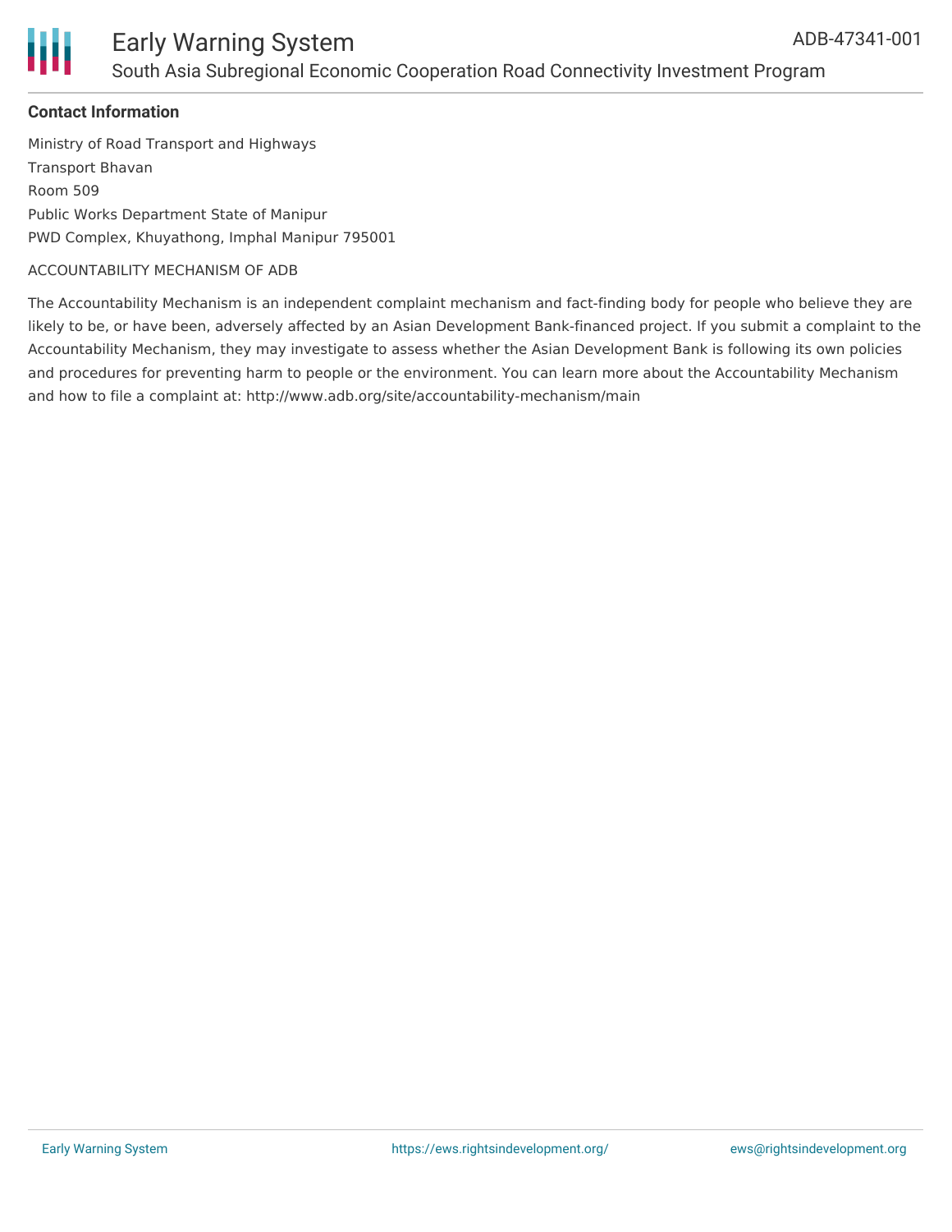**Contact Information**

Ministry of Road Transport and Highways
Transport Bhavan
Room 509
Public Works Department State of Manipur
PWD Complex, Khuyathong, Imphal Manipur 795001

ACCOUNTABILITY MECHANISM OF ADB

The Accountability Mechanism is an independent complaint mechanism and fact-finding body for people who believe they are likely to be, or have been, adversely affected by an Asian Development Bank-financed project. If you submit a complaint to the Accountability Mechanism, they may investigate to assess whether the Asian Development Bank is following its own policies and procedures for preventing harm to people or the environment. You can learn more about the Accountability Mechanism and how to file a complaint at: http://www.adb.org/site/accountability-mechanism/main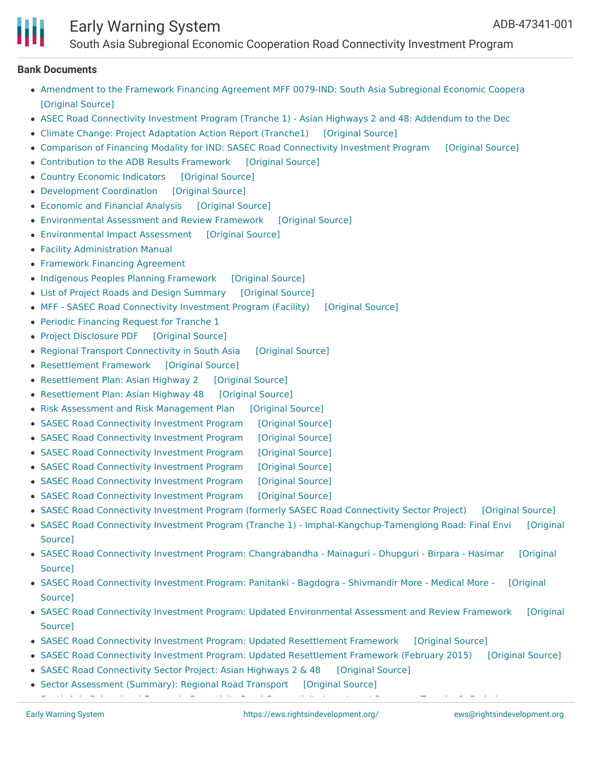### Bank Documents

- Amendment to the Framework Financing Agreement MFF 0079-IND: South Asia Subregional Economic Coopera [Original Source]
- ASEC Road Connectivity Investment Program (Tranche 1) - Asian Highways 2 and 48: Addendum to the Dec
- Climate Change: Project Adaptation Action Report (Tranche1) [Original Source]
- Comparison of Financing Modality for IND: SASEC Road Connectivity Investment Program [Original Source]
- Contribution to the ADB Results Framework [Original Source]
- Country Economic Indicators [Original Source]
- Development Coordination [Original Source]
- Economic and Financial Analysis [Original Source]
- Environmental Assessment and Review Framework [Original Source]
- Environmental Impact Assessment [Original Source]
- Facility Administration Manual
- Framework Financing Agreement
- Indigenous Peoples Planning Framework [Original Source]
- List of Project Roads and Design Summary [Original Source]
- MFF - SASEC Road Connectivity Investment Program (Facility) [Original Source]
- Periodic Financing Request for Tranche 1
- Project Disclosure PDF [Original Source]
- Regional Transport Connectivity in South Asia [Original Source]
- Resettlement Framework [Original Source]
- Resettlement Plan: Asian Highway 2 [Original Source]
- Resettlement Plan: Asian Highway 48 [Original Source]
- Risk Assessment and Risk Management Plan [Original Source]
- SASEC Road Connectivity Investment Program [Original Source]
- SASEC Road Connectivity Investment Program [Original Source]
- SASEC Road Connectivity Investment Program [Original Source]
- SASEC Road Connectivity Investment Program [Original Source]
- SASEC Road Connectivity Investment Program [Original Source]
- SASEC Road Connectivity Investment Program [Original Source]
- SASEC Road Connectivity Investment Program (formerly SASEC Road Connectivity Sector Project) [Original Source]
- SASEC Road Connectivity Investment Program (Tranche 1) - Imphal-Kangchup-Tamenglong Road: Final Envi [Original Source]
- SASEC Road Connectivity Investment Program: Changrabandha - Mainaguri - Dhupguri - Birpara - Hasimar [Original Source]
- SASEC Road Connectivity Investment Program: Panitanki - Bagdogra - Shivmandir More - Medical More - [Original Source]
- SASEC Road Connectivity Investment Program: Updated Environmental Assessment and Review Framework [Original Source]
- SASEC Road Connectivity Investment Program: Updated Resettlement Framework [Original Source]
- SASEC Road Connectivity Investment Program: Updated Resettlement Framework (February 2015) [Original Source]
- SASEC Road Connectivity Sector Project: Asian Highways 2 & 48 [Original Source]
- Sector Assessment (Summary): Regional Road Transport [Original Source]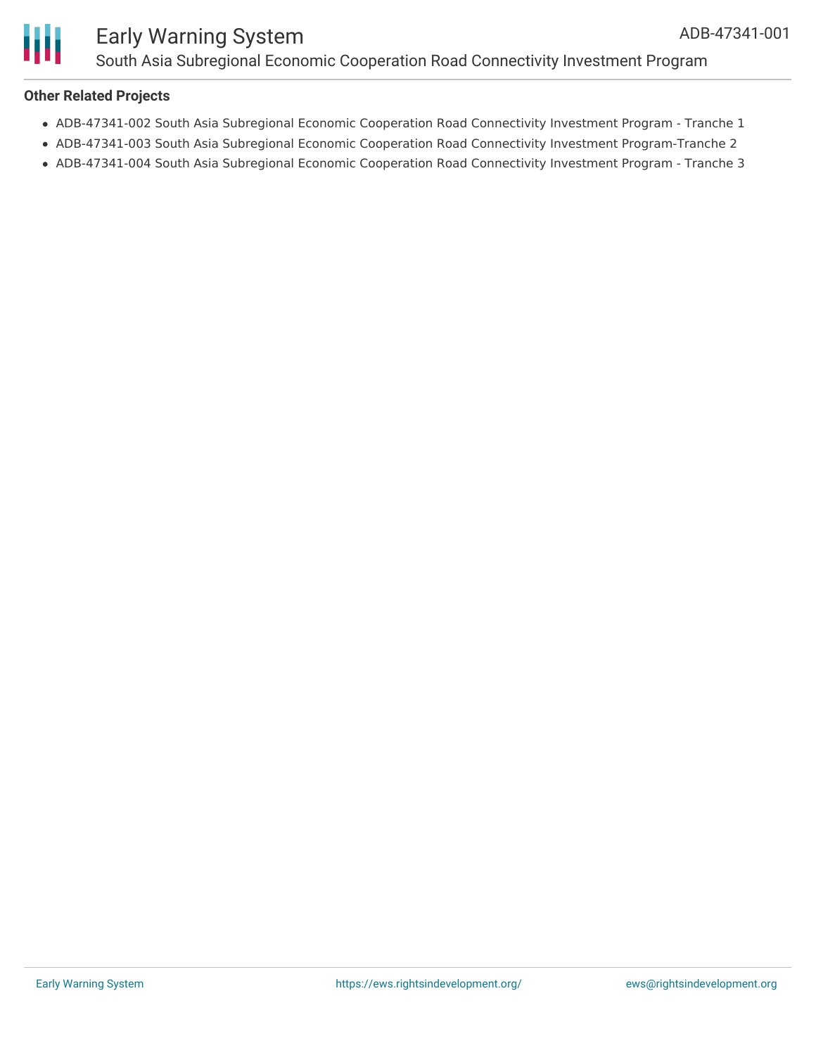**Other Related Projects**

- ADB-47341-002 South Asia Subregional Economic Cooperation Road Connectivity Investment Program - Tranche 1
- ADB-47341-003 South Asia Subregional Economic Cooperation Road Connectivity Investment Program-Tranche 2
- ADB-47341-004 South Asia Subregional Economic Cooperation Road Connectivity Investment Program - Tranche 3